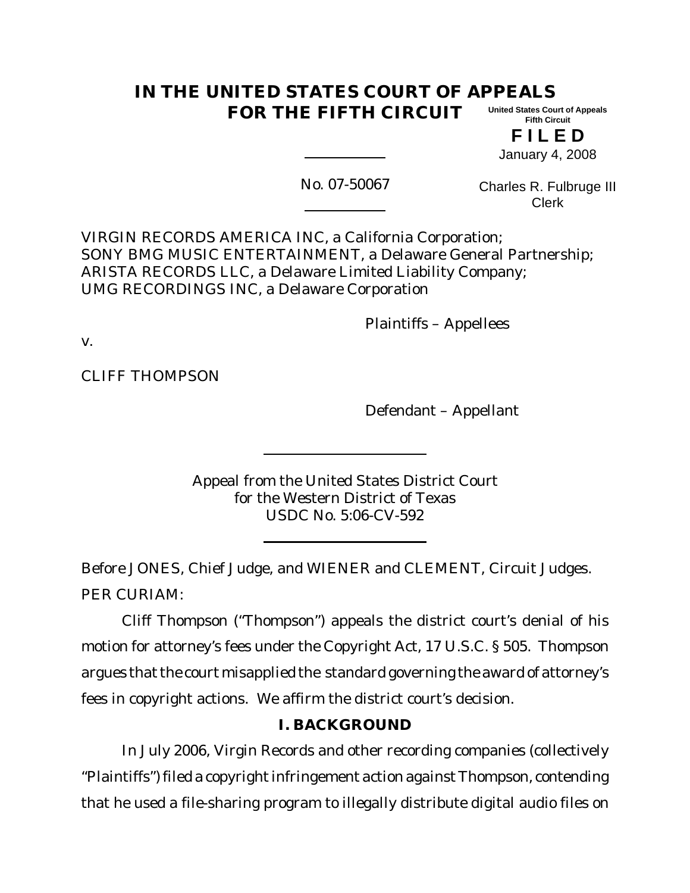# IN THE UNITED STATES COURT OF APPEALS FOR THE FIFTH CIRCUIT

United States Court of Appeals
Fifth Circuit

**F I L E D**

January 4, 2008

No. 07-50067

Charles R. Fulbruge III
Clerk

VIRGIN RECORDS AMERICA INC, a California Corporation;
SONY BMG MUSIC ENTERTAINMENT, a Delaware General Partnership;
ARISTA RECORDS LLC, a Delaware Limited Liability Company;
UMG RECORDINGS INC, a Delaware Corporation

Plaintiffs – Appellees

v.

CLIFF THOMPSON

Defendant – Appellant

Appeal from the United States District Court
for the Western District of Texas
USDC No. 5:06-CV-592

Before JONES, Chief Judge, and WIENER and CLEMENT, Circuit Judges.

PER CURIAM:

Cliff Thompson ("Thompson") appeals the district court's denial of his motion for attorney's fees under the Copyright Act, 17 U.S.C. § 505. Thompson argues that the court misapplied the standard governing the award of attorney's fees in copyright actions. We affirm the district court's decision.

## I. BACKGROUND

In July 2006, Virgin Records and other recording companies (collectively "Plaintiffs") filed a copyright infringement action against Thompson, contending that he used a file-sharing program to illegally distribute digital audio files on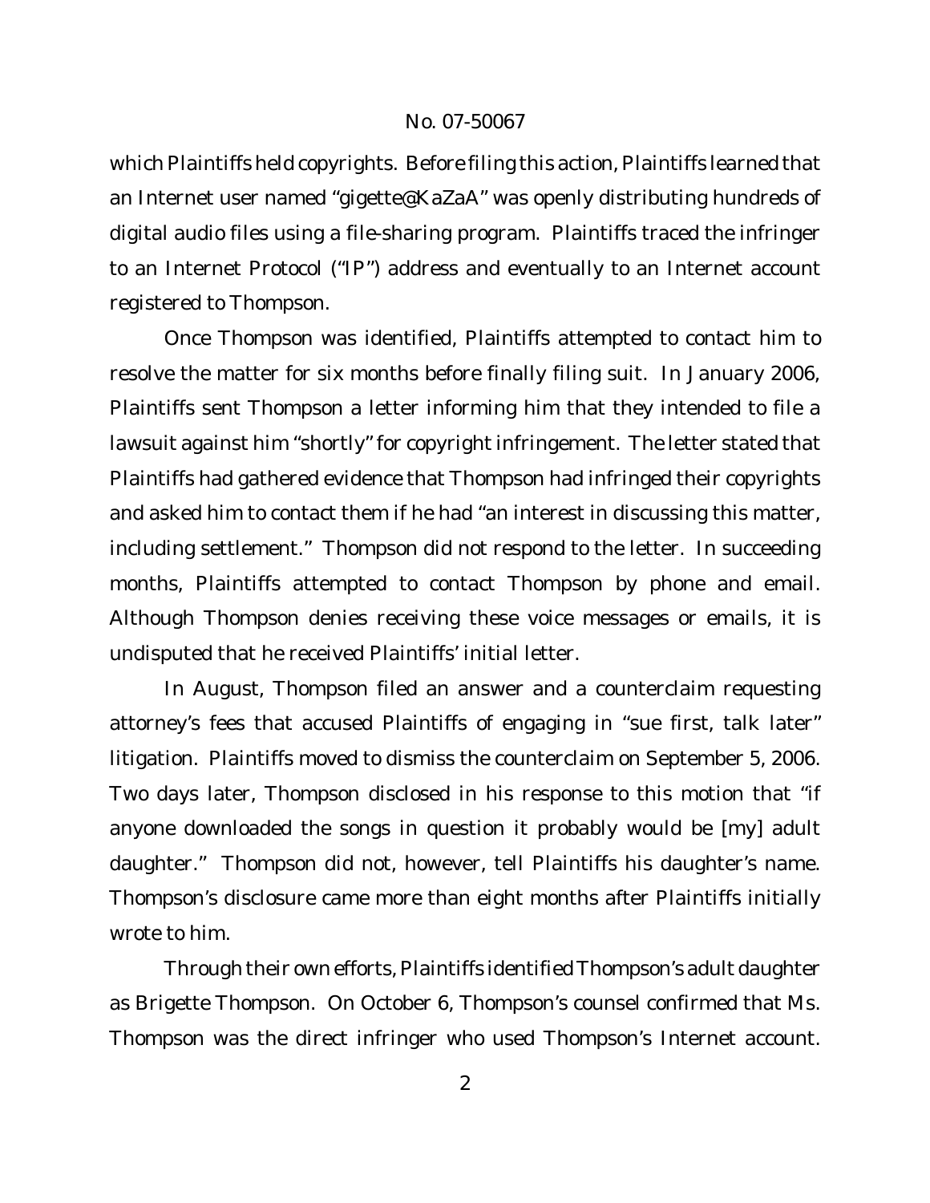which Plaintiffs held copyrights. Before filing this action, Plaintiffs learned that an Internet user named "gigette@KaZaA" was openly distributing hundreds of digital audio files using a file-sharing program. Plaintiffs traced the infringer to an Internet Protocol ("IP") address and eventually to an Internet account registered to Thompson.

Once Thompson was identified, Plaintiffs attempted to contact him to resolve the matter for six months before finally filing suit. In January 2006, Plaintiffs sent Thompson a letter informing him that they intended to file a lawsuit against him "shortly" for copyright infringement. The letter stated that Plaintiffs had gathered evidence that Thompson had infringed their copyrights and asked him to contact them if he had "an interest in discussing this matter, including settlement." Thompson did not respond to the letter. In succeeding months, Plaintiffs attempted to contact Thompson by phone and email. Although Thompson denies receiving these voice messages or emails, it is undisputed that he received Plaintiffs' initial letter.

In August, Thompson filed an answer and a counterclaim requesting attorney's fees that accused Plaintiffs of engaging in "sue first, talk later" litigation. Plaintiffs moved to dismiss the counterclaim on September 5, 2006. Two days later, Thompson disclosed in his response to this motion that "if anyone downloaded the songs in question it probably would be [my] adult daughter." Thompson did not, however, tell Plaintiffs his daughter's name. Thompson's disclosure came more than eight months after Plaintiffs initially wrote to him.

Through their own efforts, Plaintiffs identified Thompson's adult daughter as Brigette Thompson. On October 6, Thompson's counsel confirmed that Ms. Thompson was the direct infringer who used Thompson's Internet account.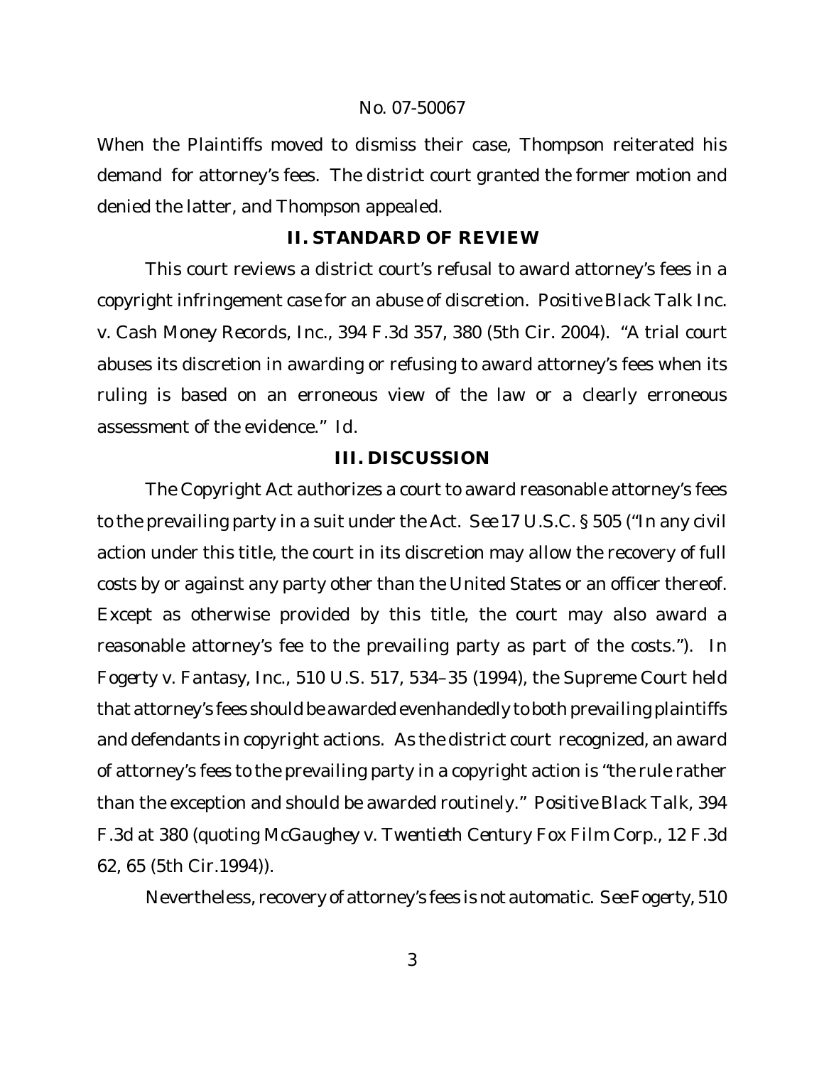When the Plaintiffs moved to dismiss their case, Thompson reiterated his demand for attorney's fees. The district court granted the former motion and denied the latter, and Thompson appealed.

## II. STANDARD OF REVIEW

This court reviews a district court's refusal to award attorney's fees in a copyright infringement case for an abuse of discretion. *Positive Black Talk Inc. v. Cash Money Records, Inc.*, 394 F.3d 357, 380 (5th Cir. 2004). "A trial court abuses its discretion in awarding or refusing to award attorney's fees when its ruling is based on an erroneous view of the law or a clearly erroneous assessment of the evidence." *Id.*

## III. DISCUSSION

The Copyright Act authorizes a court to award reasonable attorney's fees to the prevailing party in a suit under the Act. *See* 17 U.S.C. § 505 ("In any civil action under this title, the court in its discretion may allow the recovery of full costs by or against any party other than the United States or an officer thereof. Except as otherwise provided by this title, the court may also award a reasonable attorney's fee to the prevailing party as part of the costs."). In *Fogerty v. Fantasy, Inc.*, 510 U.S. 517, 534–35 (1994), the Supreme Court held that attorney's fees should be awarded evenhandedly to both prevailing plaintiffs and defendants in copyright actions. As the district court recognized, an award of attorney's fees to the prevailing party in a copyright action is "the rule rather than the exception and should be awarded routinely." *Positive Black Talk*, 394 F.3d at 380 (quoting *McGaughey v. Twentieth Century Fox Film Corp.*, 12 F.3d 62, 65 (5th Cir.1994)).

Nevertheless, recovery of attorney's fees is not automatic. *See Fogerty*, 510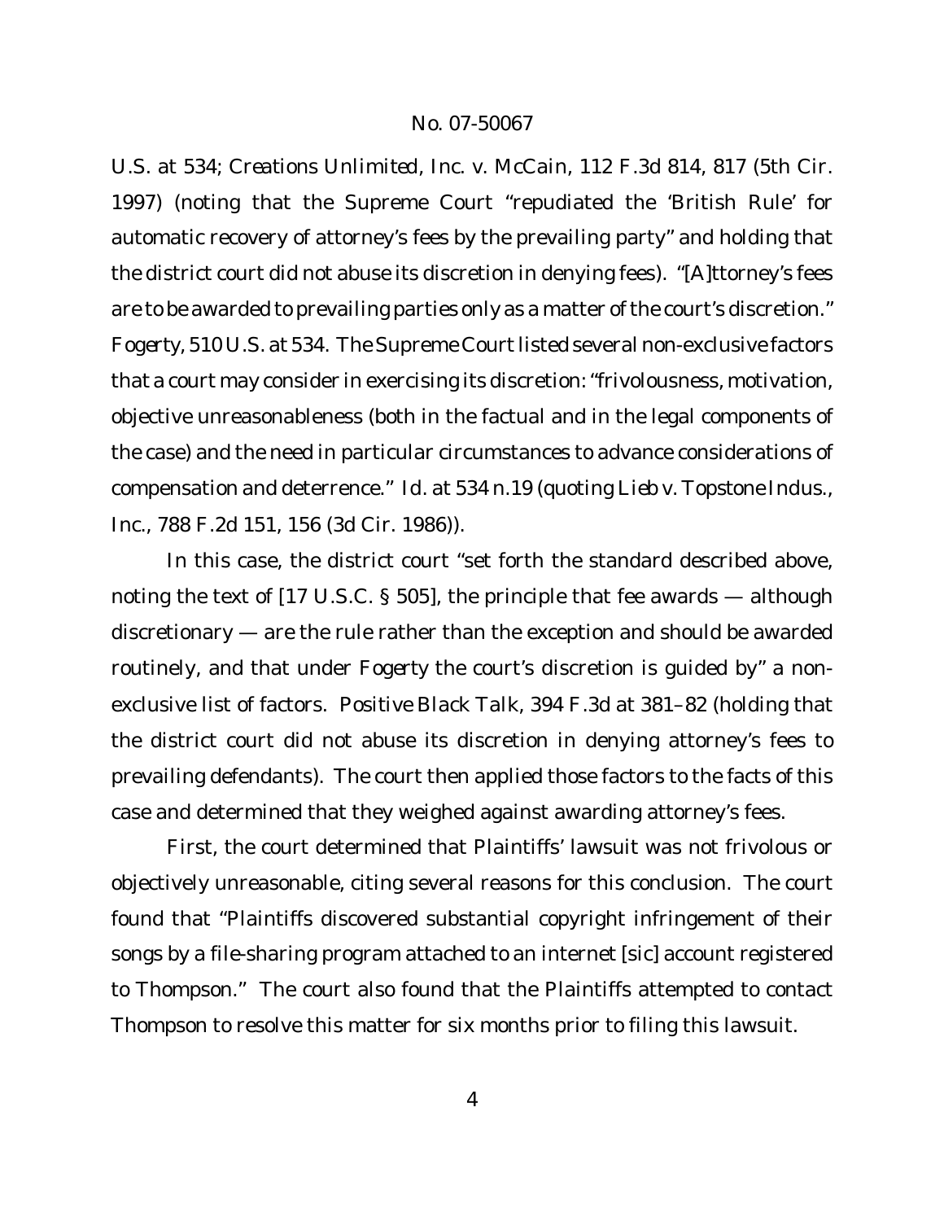U.S. at 534; *Creations Unlimited, Inc. v. McCain*, 112 F.3d 814, 817 (5th Cir. 1997) (noting that the Supreme Court "repudiated the 'British Rule' for automatic recovery of attorney's fees by the prevailing party" and holding that the district court did not abuse its discretion in denying fees). "[A]ttorney's fees are to be awarded to prevailing parties only as a matter of the court's discretion." *Fogerty*, 510 U.S. at 534. The Supreme Court listed several non-exclusive factors that a court may consider in exercising its discretion: "frivolousness, motivation, objective unreasonableness (both in the factual and in the legal components of the case) and the need in particular circumstances to advance considerations of compensation and deterrence." *Id.* at 534 n.19 (quoting *Lieb v. Topstone Indus., Inc.*, 788 F.2d 151, 156 (3d Cir. 1986)).

In this case, the district court "set forth the standard described above, noting the text of [17 U.S.C. § 505], the principle that fee awards — although discretionary — are the rule rather than the exception and should be awarded routinely, and that under *Fogerty* the court's discretion is guided by" a non-exclusive list of factors. *Positive Black Talk*, 394 F.3d at 381–82 (holding that the district court did not abuse its discretion in denying attorney's fees to prevailing defendants). The court then applied those factors to the facts of this case and determined that they weighed against awarding attorney's fees.

First, the court determined that Plaintiffs' lawsuit was not frivolous or objectively unreasonable, citing several reasons for this conclusion. The court found that "Plaintiffs discovered substantial copyright infringement of their songs by a file-sharing program attached to an internet [sic] account registered to Thompson." The court also found that the Plaintiffs attempted to contact Thompson to resolve this matter for six months prior to filing this lawsuit.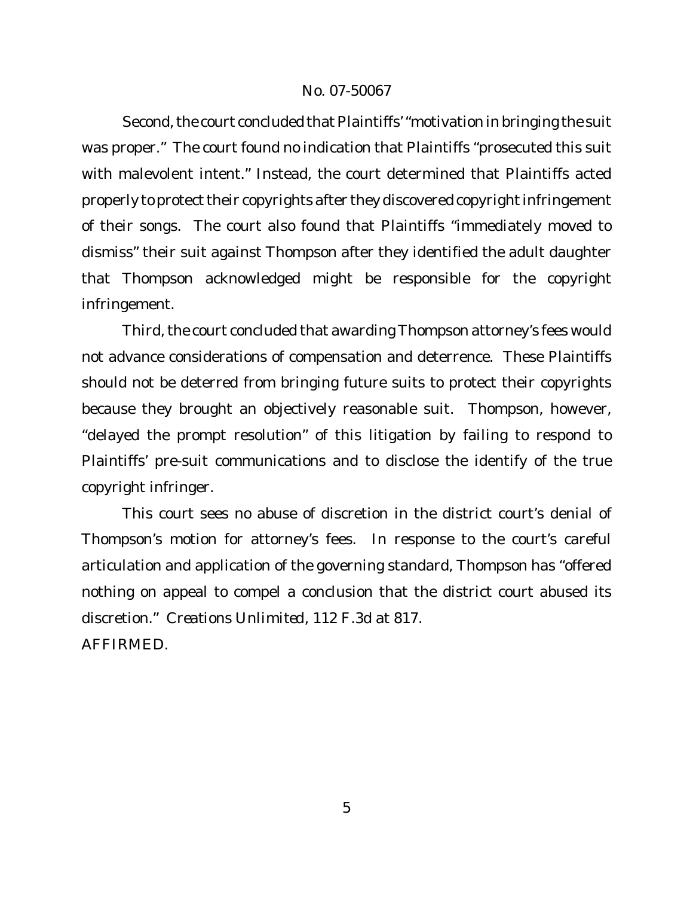Second, the court concluded that Plaintiffs' "motivation in bringing the suit was proper." The court found no indication that Plaintiffs "prosecuted this suit with malevolent intent." Instead, the court determined that Plaintiffs acted properly to protect their copyrights after they discovered copyright infringement of their songs. The court also found that Plaintiffs "immediately moved to dismiss" their suit against Thompson after they identified the adult daughter that Thompson acknowledged might be responsible for the copyright infringement.

Third, the court concluded that awarding Thompson attorney's fees would not advance considerations of compensation and deterrence. These Plaintiffs should not be deterred from bringing future suits to protect their copyrights because they brought an objectively reasonable suit. Thompson, however, "delayed the prompt resolution" of this litigation by failing to respond to Plaintiffs' pre-suit communications and to disclose the identify of the true copyright infringer.

This court sees no abuse of discretion in the district court's denial of Thompson's motion for attorney's fees. In response to the court's careful articulation and application of the governing standard, Thompson has "offered nothing on appeal to compel a conclusion that the district court abused its discretion." *Creations Unlimited*, 112 F.3d at 817.

AFFIRMED.